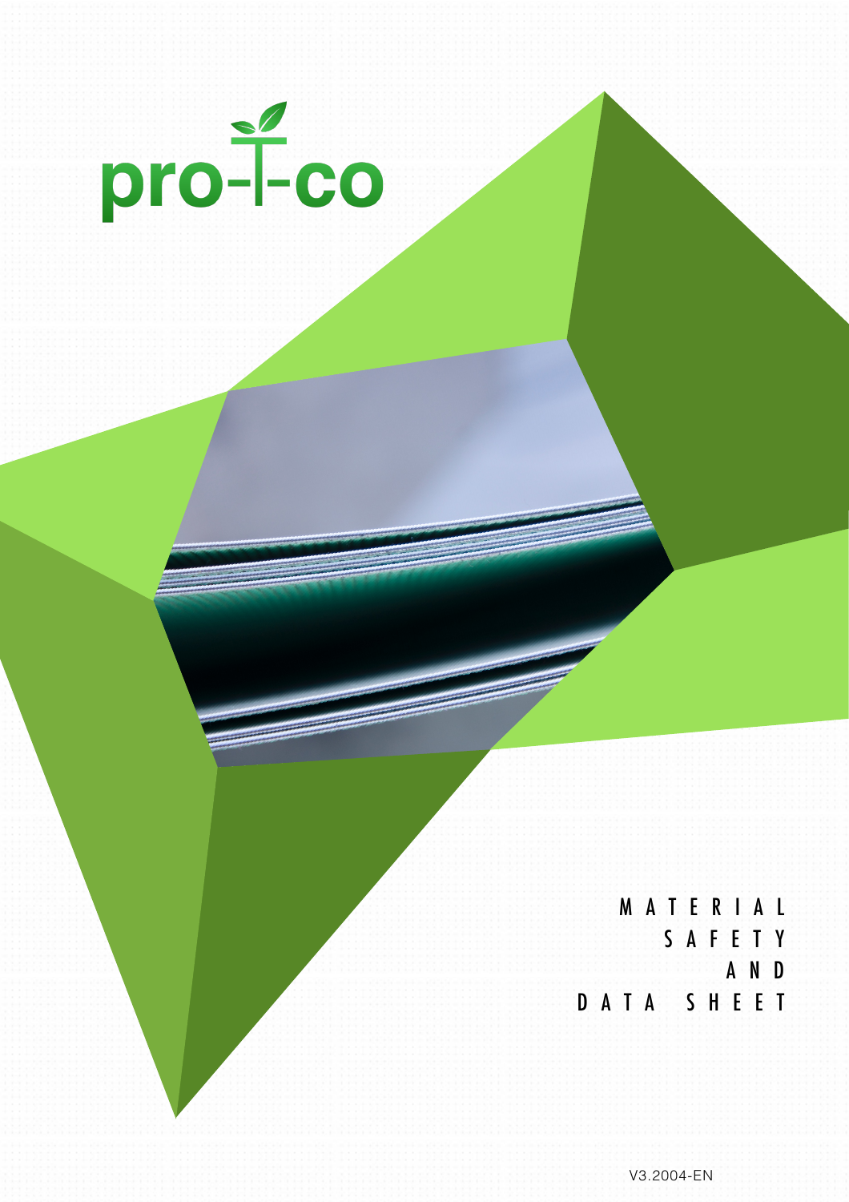pro-T-co

# MATERIAL SAFETY AND DATA SHEET

V3.2004-EN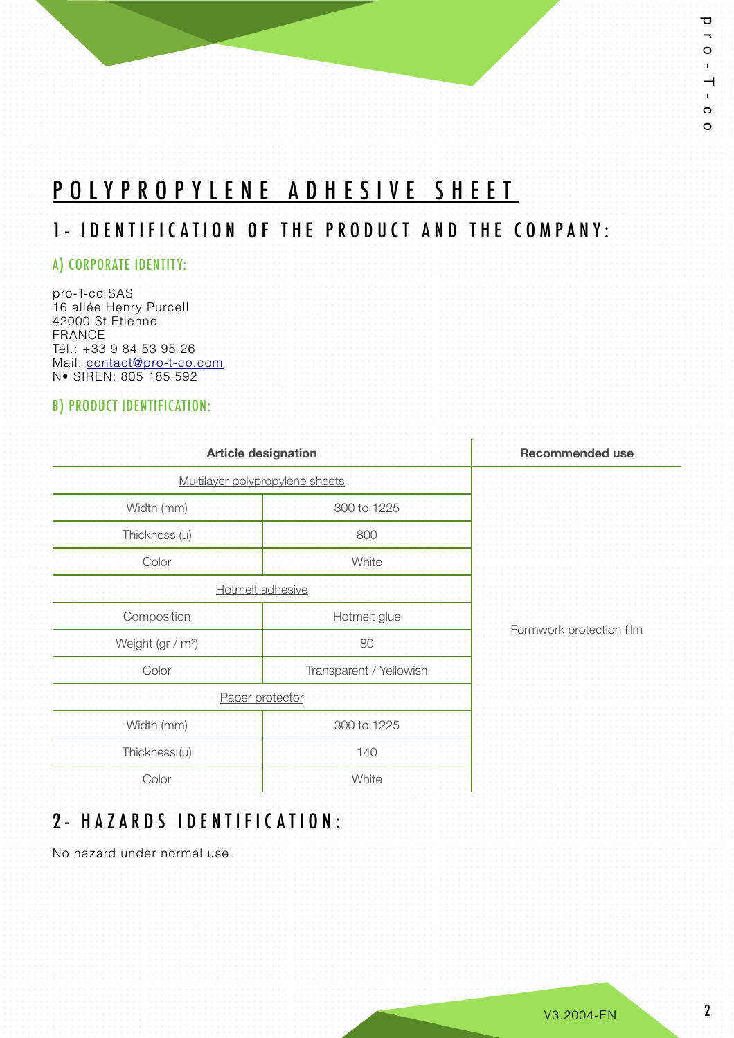# POLYPROPYLENE ADHESIVE SHEET

## 1- IDENTIFICATION OF THE PRODUCT AND THE COMPANY:

### A) CORPORATE IDENTITY:

pro-T-co SAS
16 allée Henry Purcell
42000 St Etienne
FRANCE
Tél.: +33 9 84 53 95 26
Mail: contact@pro-t-co.com
N• SIREN: 805 185 592

### B) PRODUCT IDENTIFICATION:

| Article designation | | Recommended use |
|---|---|---|
| Multilayer polypropylene sheets | | Formwork protection film |
| Width (mm) | 300 to 1225 | |
| Thickness (µ) | 800 | |
| Color | White | |
| Hotmelt adhesive | | |
| Composition | Hotmelt glue | |
| Weight (gr / m²) | 80 | |
| Color | Transparent / Yellowish | |
| Paper protector | | |
| Width (mm) | 300 to 1225 | |
| Thickness (µ) | 140 | |
| Color | White | |

## 2- HAZARDS IDENTIFICATION:

No hazard under normal use.

V3.2004-EN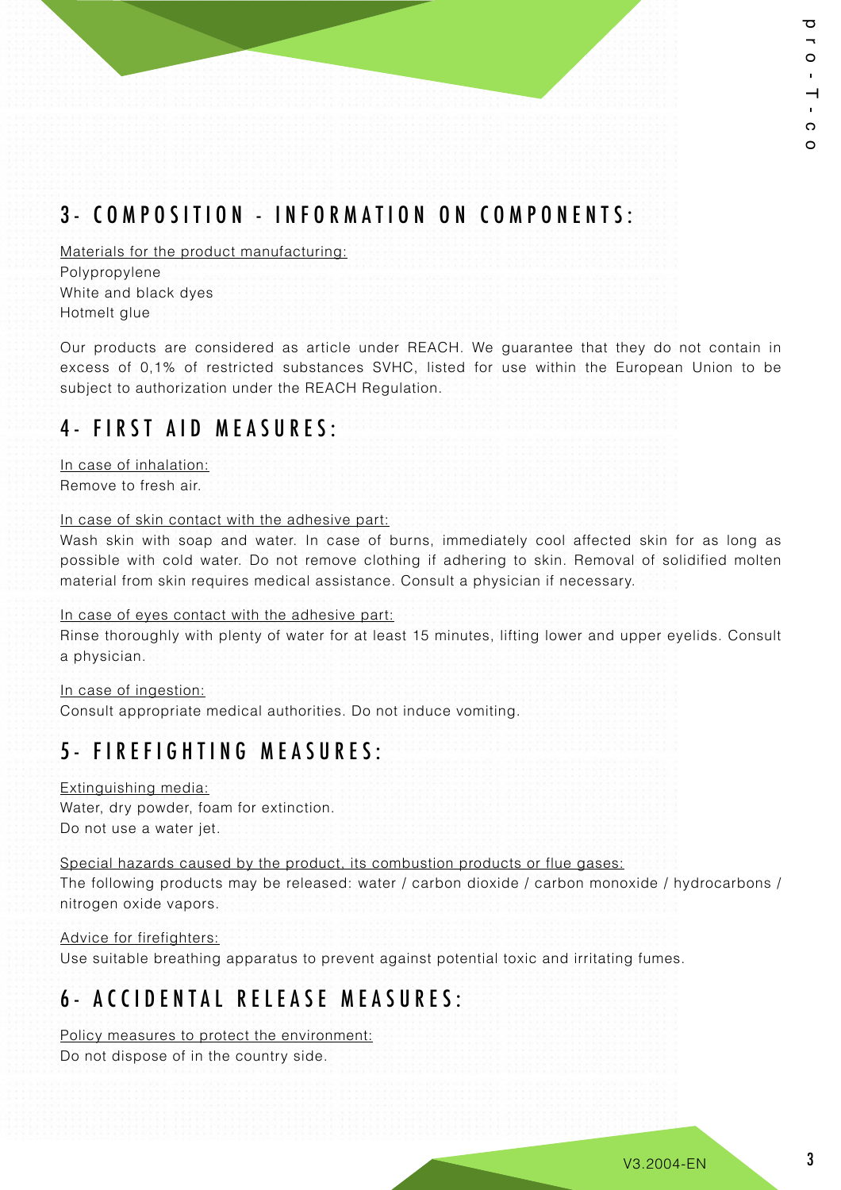## 3- COMPOSITION - INFORMATION ON COMPONENTS:

Materials for the product manufacturing:
Polypropylene
White and black dyes
Hotmelt glue

Our products are considered as article under REACH. We guarantee that they do not contain in excess of 0,1% of restricted substances SVHC, listed for use within the European Union to be subject to authorization under the REACH Regulation.

## 4- FIRST AID MEASURES:

In case of inhalation:
Remove to fresh air.

In case of skin contact with the adhesive part:
Wash skin with soap and water. In case of burns, immediately cool affected skin for as long as possible with cold water. Do not remove clothing if adhering to skin. Removal of solidified molten material from skin requires medical assistance. Consult a physician if necessary.

In case of eyes contact with the adhesive part:
Rinse thoroughly with plenty of water for at least 15 minutes, lifting lower and upper eyelids. Consult a physician.

In case of ingestion:
Consult appropriate medical authorities. Do not induce vomiting.

## 5- FIREFIGHTING MEASURES:

Extinguishing media:
Water, dry powder, foam for extinction.
Do not use a water jet.

Special hazards caused by the product, its combustion products or flue gases:
The following products may be released: water / carbon dioxide / carbon monoxide / hydrocarbons / nitrogen oxide vapors.

Advice for firefighters:
Use suitable breathing apparatus to prevent against potential toxic and irritating fumes.

## 6- ACCIDENTAL RELEASE MEASURES:

Policy measures to protect the environment:
Do not dispose of in the country side.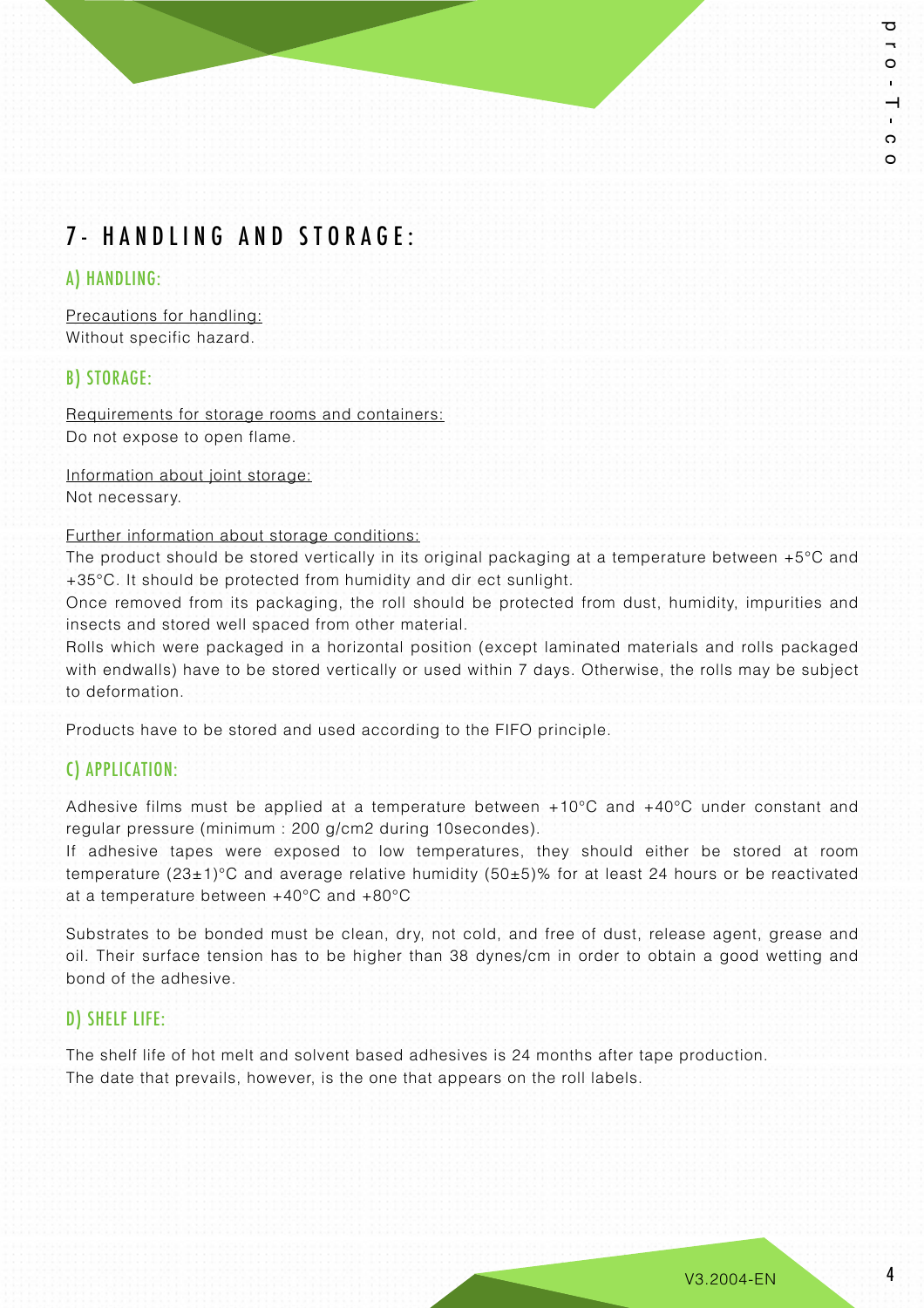# 7- HANDLING AND STORAGE:

## A) HANDLING:

Precautions for handling:
Without specific hazard.

## B) STORAGE:

Requirements for storage rooms and containers:
Do not expose to open flame.

Information about joint storage:
Not necessary.

Further information about storage conditions:
The product should be stored vertically in its original packaging at a temperature between +5°C and +35°C. It should be protected from humidity and dir ect sunlight.
Once removed from its packaging, the roll should be protected from dust, humidity, impurities and insects and stored well spaced from other material.
Rolls which were packaged in a horizontal position (except laminated materials and rolls packaged with endwalls) have to be stored vertically or used within 7 days. Otherwise, the rolls may be subject to deformation.

Products have to be stored and used according to the FIFO principle.

## C) APPLICATION:

Adhesive films must be applied at a temperature between +10°C and +40°C under constant and regular pressure (minimum : 200 g/cm2 during 10secondes).
If adhesive tapes were exposed to low temperatures, they should either be stored at room temperature (23±1)°C and average relative humidity (50±5)% for at least 24 hours or be reactivated at a temperature between +40°C and +80°C

Substrates to be bonded must be clean, dry, not cold, and free of dust, release agent, grease and oil. Their surface tension has to be higher than 38 dynes/cm in order to obtain a good wetting and bond of the adhesive.

## D) SHELF LIFE:

The shelf life of hot melt and solvent based adhesives is 24 months after tape production.
The date that prevails, however, is the one that appears on the roll labels.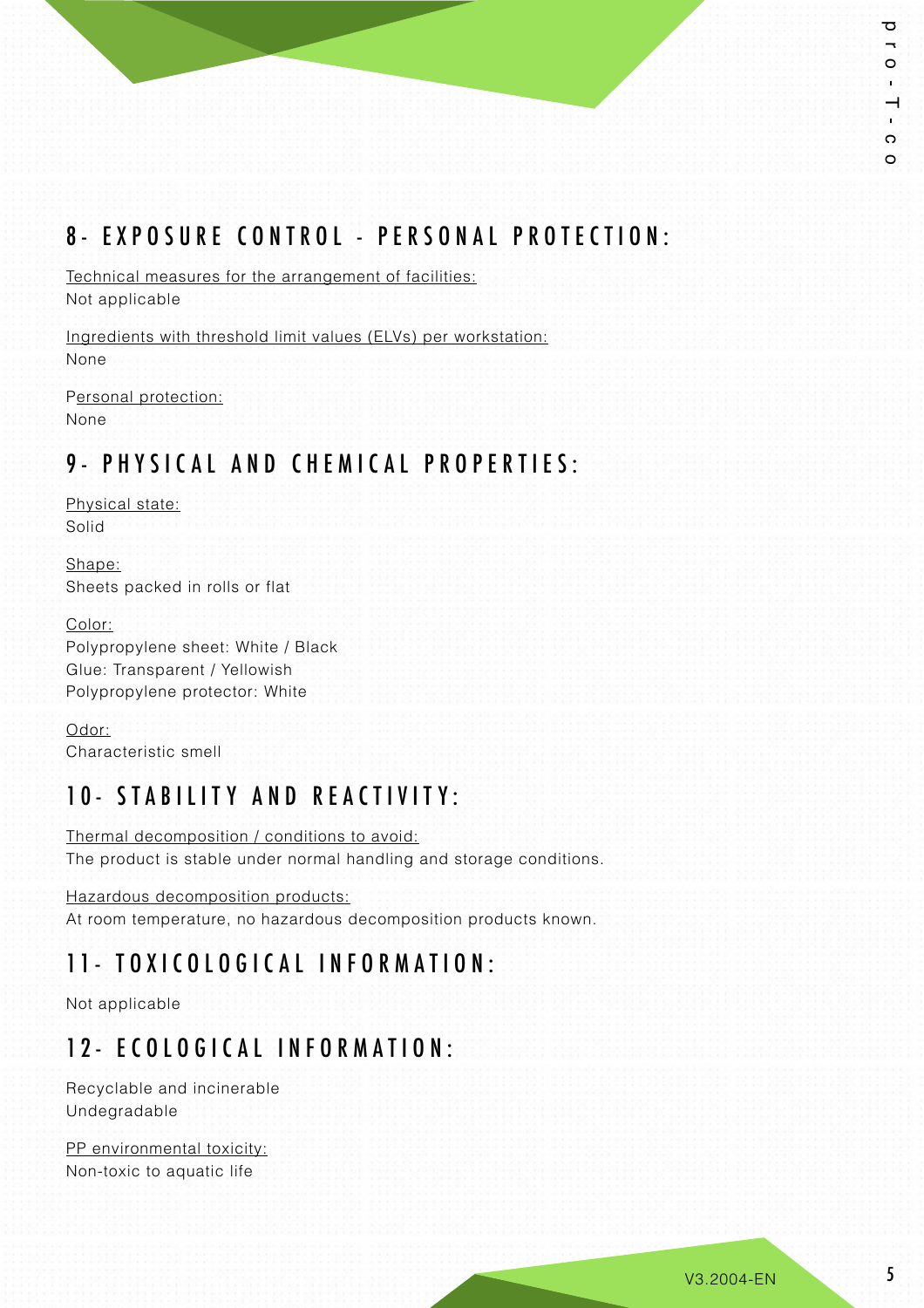## 8- EXPOSURE CONTROL - PERSONAL PROTECTION:

Technical measures for the arrangement of facilities:
Not applicable

Ingredients with threshold limit values (ELVs) per workstation:
None

Personal protection:
None

## 9- PHYSICAL AND CHEMICAL PROPERTIES:

Physical state:
Solid

Shape:
Sheets packed in rolls or flat

Color:
Polypropylene sheet: White / Black
Glue: Transparent / Yellowish
Polypropylene protector: White

Odor:
Characteristic smell

## 10- STABILITY AND REACTIVITY:

Thermal decomposition / conditions to avoid:
The product is stable under normal handling and storage conditions.

Hazardous decomposition products:
At room temperature, no hazardous decomposition products known.

## 11- TOXICOLOGICAL INFORMATION:

Not applicable

## 12- ECOLOGICAL INFORMATION:

Recyclable and incinerable
Undegradable

PP environmental toxicity:
Non-toxic to aquatic life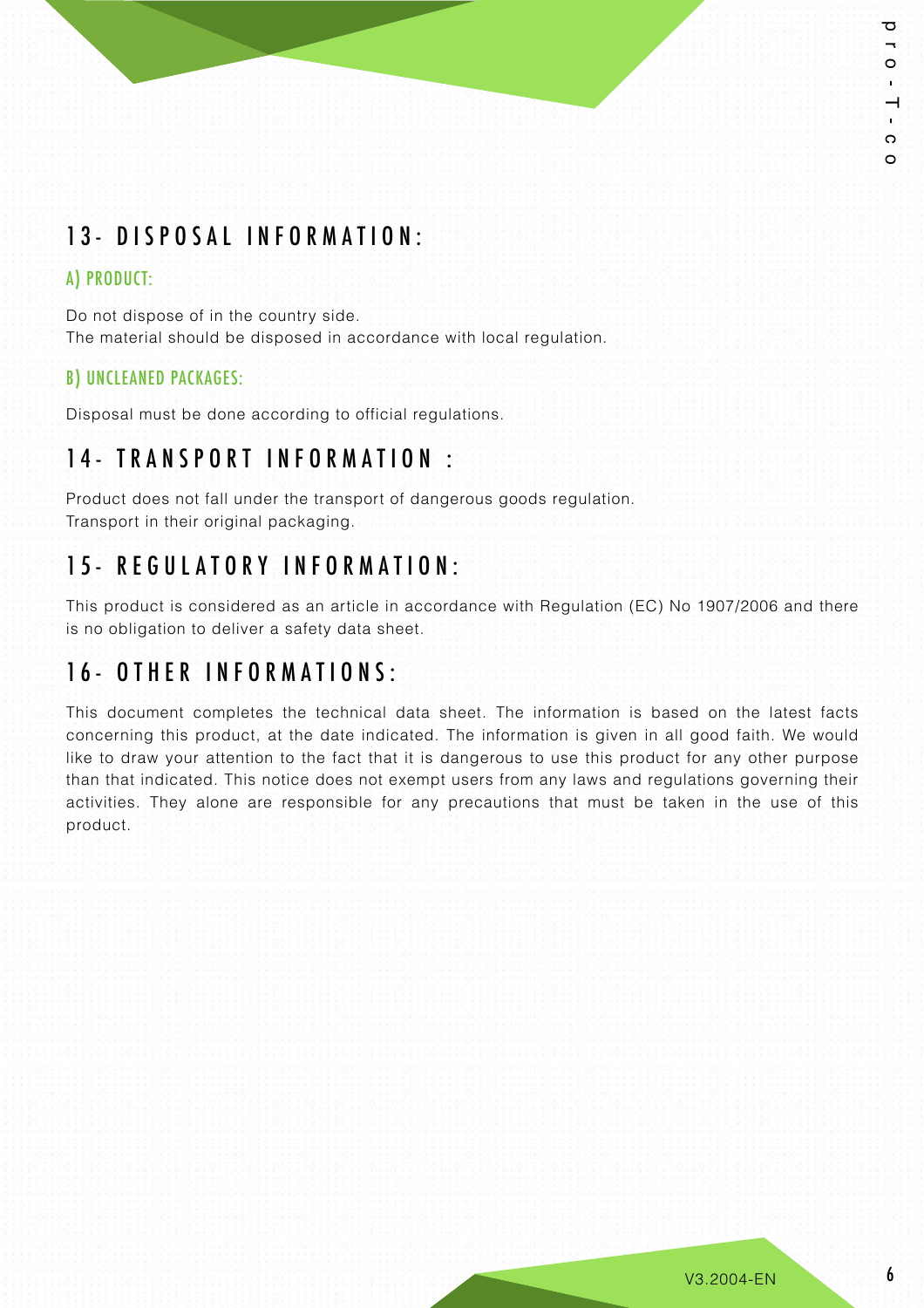## 13- DISPOSAL INFORMATION:

### A) PRODUCT:

Do not dispose of in the country side.
The material should be disposed in accordance with local regulation.

### B) UNCLEANED PACKAGES:

Disposal must be done according to official regulations.

## 14- TRANSPORT INFORMATION :

Product does not fall under the transport of dangerous goods regulation.
Transport in their original packaging.

## 15- REGULATORY INFORMATION:

This product is considered as an article in accordance with Regulation (EC) No 1907/2006 and there is no obligation to deliver a safety data sheet.

## 16- OTHER INFORMATIONS:

This document completes the technical data sheet. The information is based on the latest facts concerning this product, at the date indicated. The information is given in all good faith. We would like to draw your attention to the fact that it is dangerous to use this product for any other purpose than that indicated. This notice does not exempt users from any laws and regulations governing their activities. They alone are responsible for any precautions that must be taken in the use of this product.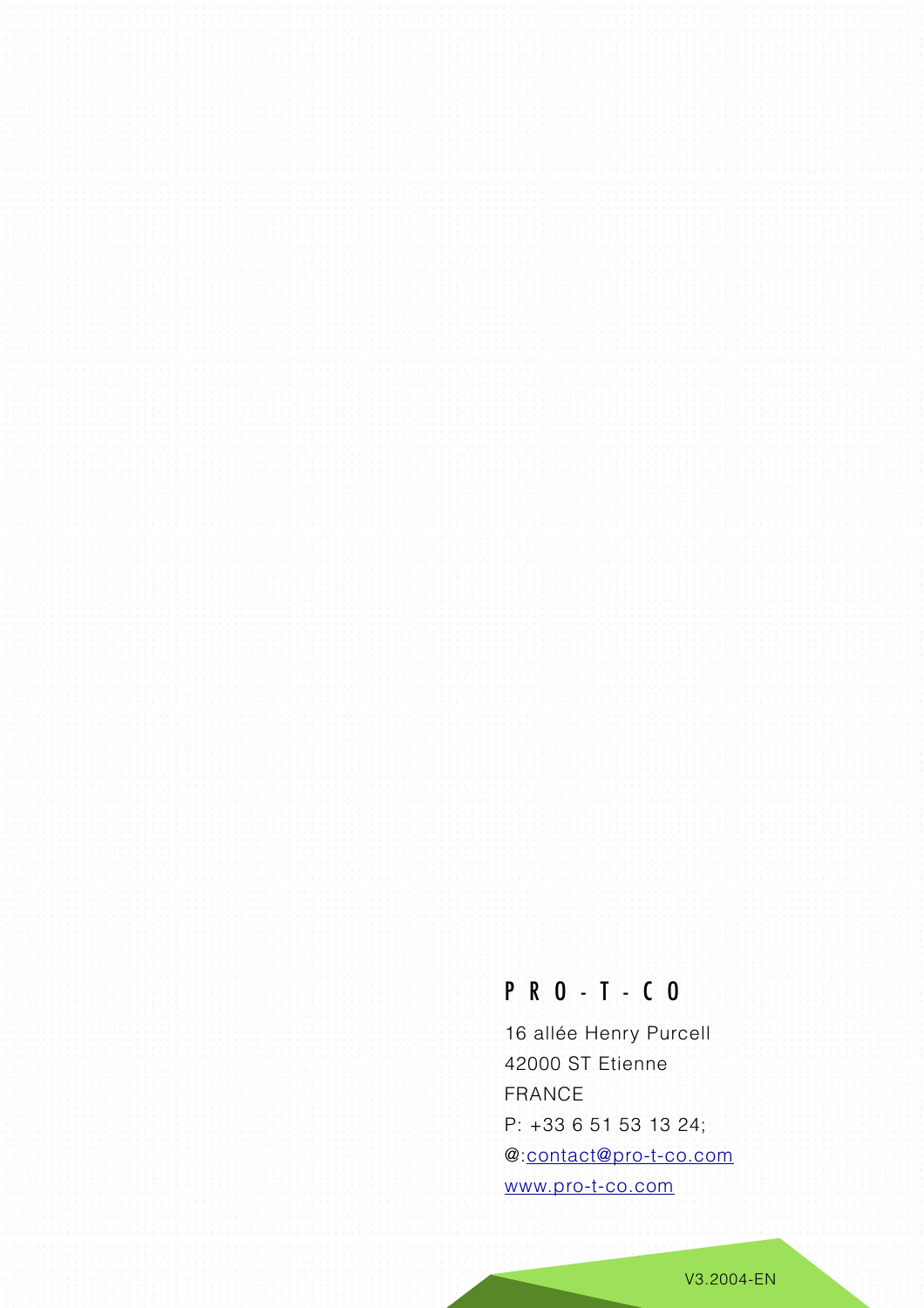## P R O - T - C O

16 allée Henry Purcell
42000 ST Etienne
FRANCE
P: +33 6 51 53 13 24;
@:contact@pro-t-co.com
www.pro-t-co.com

V3.2004-EN